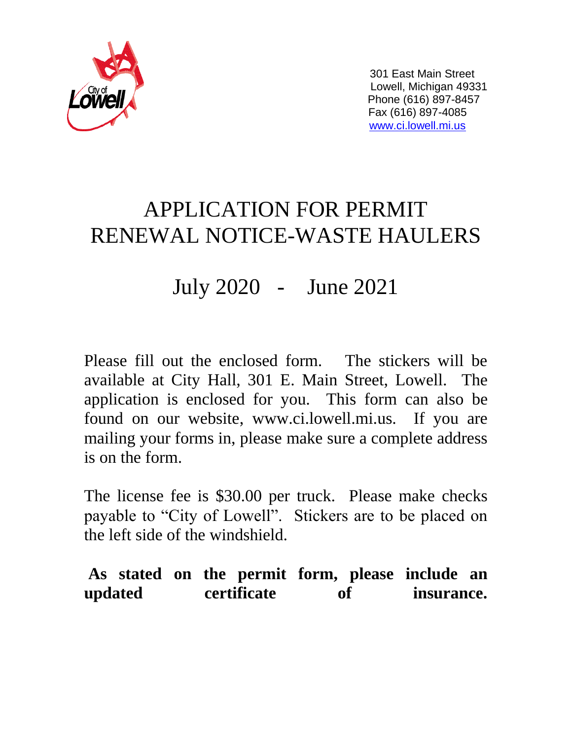City of Lowell

301 East Main Street
Lowell, Michigan 49331
Phone (616) 897-8457
Fax (616) 897-4085
www.ci.lowell.mi.us

# APPLICATION FOR PERMIT
# RENEWAL NOTICE-WASTE HAULERS

## July 2020 - June 2021

Please fill out the enclosed form. The stickers will be available at City Hall, 301 E. Main Street, Lowell. The application is enclosed for you. This form can also be found on our website, www.ci.lowell.mi.us. If you are mailing your forms in, please make sure a complete address is on the form.

The license fee is $30.00 per truck. Please make checks payable to "City of Lowell". Stickers are to be placed on the left side of the windshield.

**As stated on the permit form, please include an updated certificate of insurance.**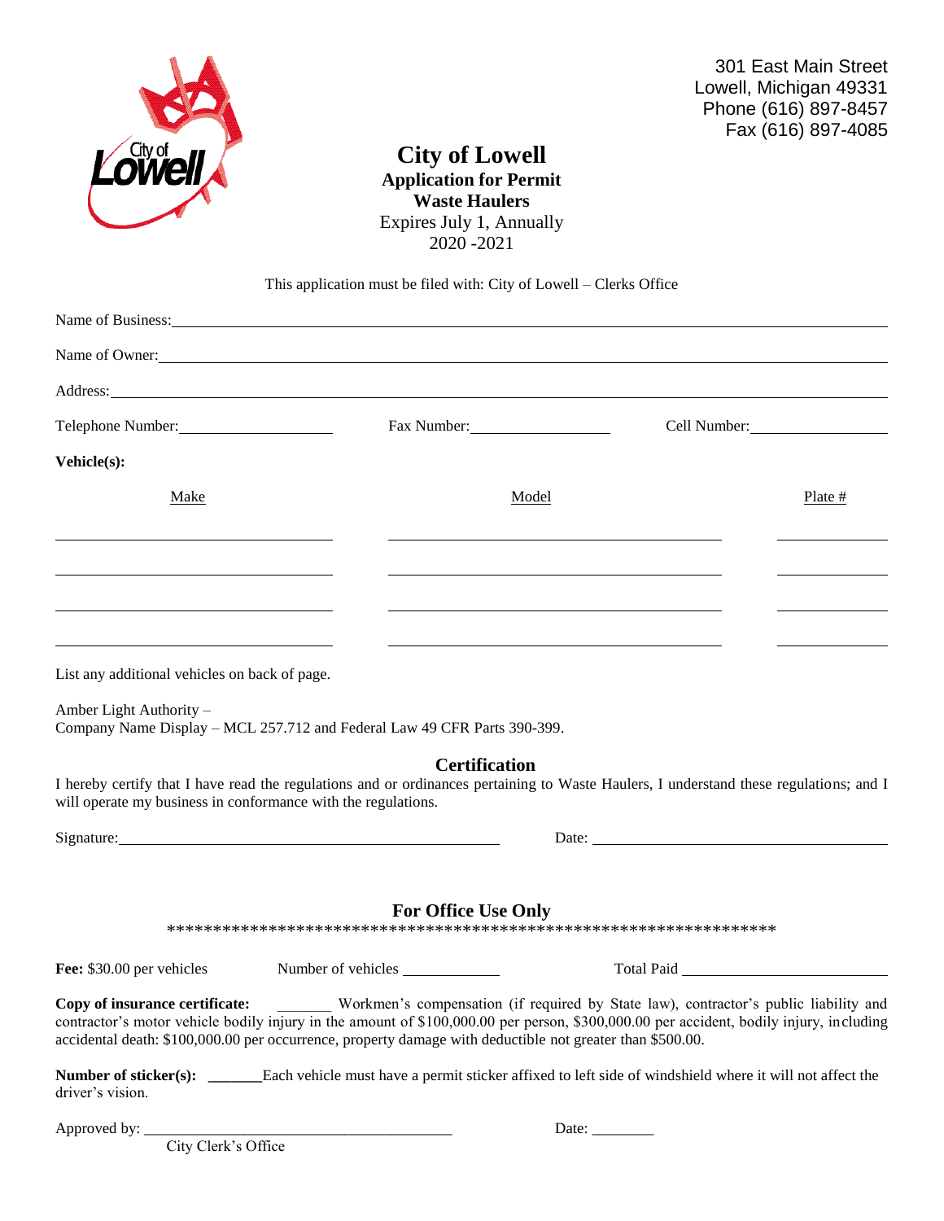301 East Main Street
Lowell, Michigan 49331
Phone (616) 897-8457
Fax (616) 897-4085

# City of Lowell

**Application for Permit**
**Waste Haulers**
Expires July 1, Annually
2020 -2021

This application must be filed with: City of Lowell – Clerks Office

Name of Business: ______________________________________________

Name of Owner: ______________________________________________

Address: ______________________________________________

Telephone Number: ____________________ Fax Number: ____________________ Cell Number: ____________________

**Vehicle(s):**

| Make | Model | Plate # |
|---|---|---|
| | | |
| | | |
| | | |
| | | |

List any additional vehicles on back of page.

Amber Light Authority –
Company Name Display – MCL 257.712 and Federal Law 49 CFR Parts 390-399.

## Certification

I hereby certify that I have read the regulations and or ordinances pertaining to Waste Haulers, I understand these regulations; and I will operate my business in conformance with the regulations.

Signature: ______________________________ Date: ______________________________

## For Office Use Only

*******************************************************************

**Fee:** $30.00 per vehicles Number of vehicles ____________ Total Paid ____________________

**Copy of insurance certificate:** _______ Workmen's compensation (if required by State law), contractor's public liability and contractor's motor vehicle bodily injury in the amount of $100,000.00 per person, $300,000.00 per accident, bodily injury, including accidental death: $100,000.00 per occurrence, property damage with deductible not greater than $500.00.

**Number of sticker(s):** _______Each vehicle must have a permit sticker affixed to left side of windshield where it will not affect the driver's vision.

Approved by: ________________________________________ Date: ________
City Clerk's Office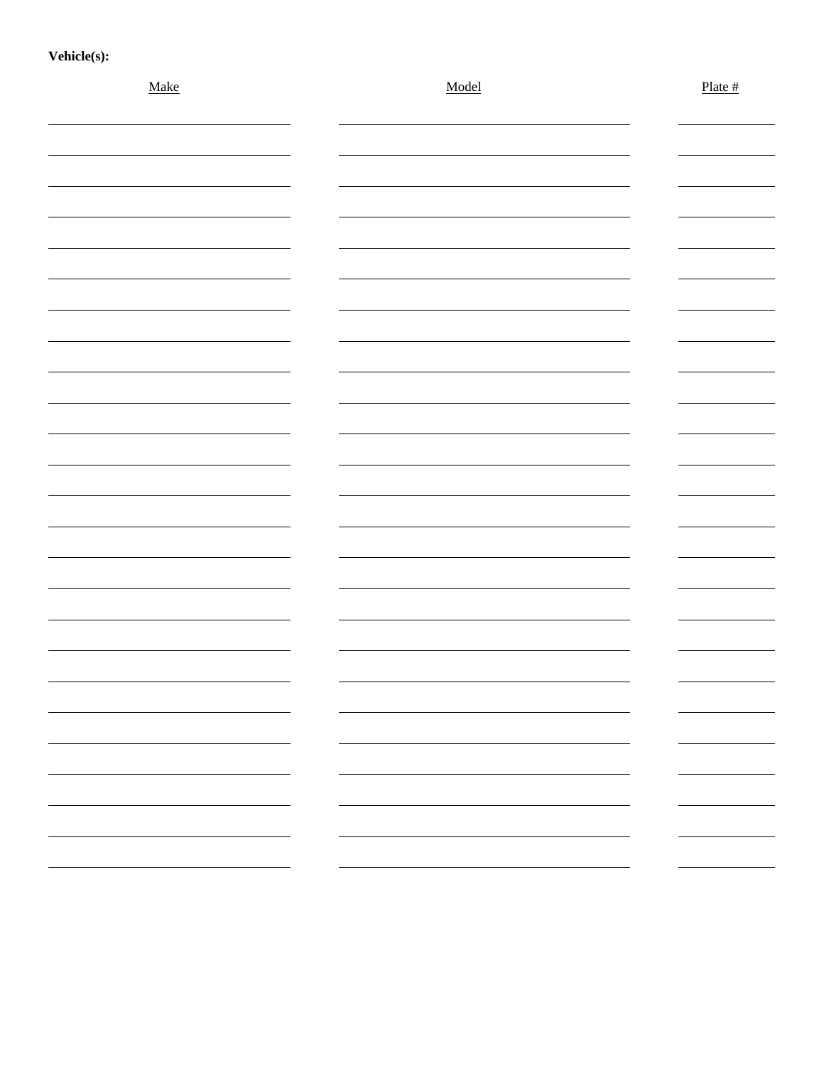**Vehicle(s):**

| Make | Model | Plate # |
| --- | --- | --- |
| | | |
| | | |
| | | |
| | | |
| | | |
| | | |
| | | |
| | | |
| | | |
| | | |
| | | |
| | | |
| | | |
| | | |
| | | |
| | | |
| | | |
| | | |
| | | |
| | | |
| | | |
| | | |
| | | |
| | | |
| | | |